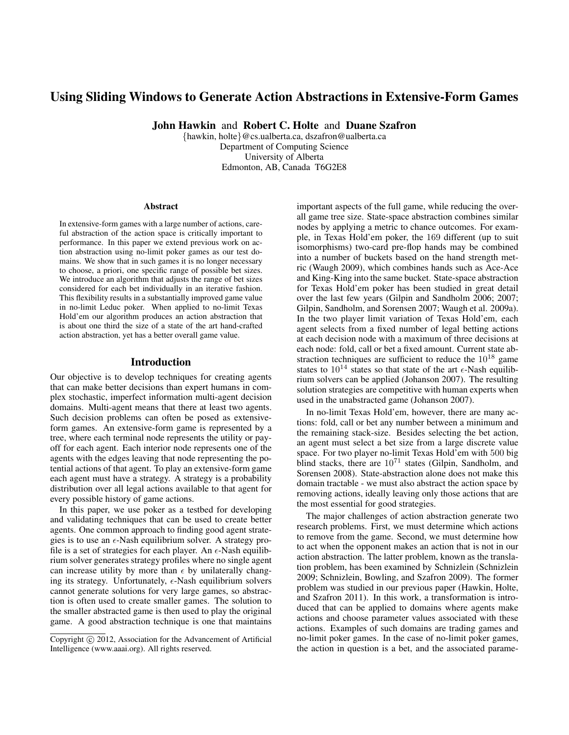# Using Sliding Windows to Generate Action Abstractions in Extensive-Form Games

**John Hawkin** and **Robert C. Holte** and **Duane Szafron**

{hawkin, holte}@cs.ualberta.ca, dszafron@ualberta.ca
Department of Computing Science
University of Alberta
Edmonton, AB, Canada T6G2E8

### Abstract

In extensive-form games with a large number of actions, careful abstraction of the action space is critically important to performance. In this paper we extend previous work on action abstraction using no-limit poker games as our test domains. We show that in such games it is no longer necessary to choose, a priori, one specific range of possible bet sizes. We introduce an algorithm that adjusts the range of bet sizes considered for each bet individually in an iterative fashion. This flexibility results in a substantially improved game value in no-limit Leduc poker. When applied to no-limit Texas Hold'em our algorithm produces an action abstraction that is about one third the size of a state of the art hand-crafted action abstraction, yet has a better overall game value.

## Introduction

Our objective is to develop techniques for creating agents that can make better decisions than expert humans in complex stochastic, imperfect information multi-agent decision domains. Multi-agent means that there at least two agents. Such decision problems can often be posed as extensive-form games. An extensive-form game is represented by a tree, where each terminal node represents the utility or payoff for each agent. Each interior node represents one of the agents with the edges leaving that node representing the potential actions of that agent. To play an extensive-form game each agent must have a strategy. A strategy is a probability distribution over all legal actions available to that agent for every possible history of game actions.

In this paper, we use poker as a testbed for developing and validating techniques that can be used to create better agents. One common approach to finding good agent strategies is to use an $\epsilon$-Nash equilibrium solver. A strategy profile is a set of strategies for each player. An $\epsilon$-Nash equilibrium solver generates strategy profiles where no single agent can increase utility by more than $\epsilon$ by unilaterally changing its strategy. Unfortunately, $\epsilon$-Nash equilibrium solvers cannot generate solutions for very large games, so abstraction is often used to create smaller games. The solution to the smaller abstracted game is then used to play the original game. A good abstraction technique is one that maintains important aspects of the full game, while reducing the overall game tree size. State-space abstraction combines similar nodes by applying a metric to chance outcomes. For example, in Texas Hold'em poker, the 169 different (up to suit isomorphisms) two-card pre-flop hands may be combined into a number of buckets based on the hand strength metric (Waugh 2009), which combines hands such as Ace-Ace and King-King into the same bucket. State-space abstraction for Texas Hold'em poker has been studied in great detail over the last few years (Gilpin and Sandholm 2006; 2007; Gilpin, Sandholm, and Sorensen 2007; Waugh et al. 2009a). In the two player limit variation of Texas Hold'em, each agent selects from a fixed number of legal betting actions at each decision node with a maximum of three decisions at each node: fold, call or bet a fixed amount. Current state abstraction techniques are sufficient to reduce the $10^{18}$ game states to $10^{14}$ states so that state of the art $\epsilon$-Nash equilibrium solvers can be applied (Johanson 2007). The resulting solution strategies are competitive with human experts when used in the unabstracted game (Johanson 2007).

In no-limit Texas Hold'em, however, there are many actions: fold, call or bet any number between a minimum and the remaining stack-size. Besides selecting the bet action, an agent must select a bet size from a large discrete value space. For two player no-limit Texas Hold'em with 500 big blind stacks, there are $10^{71}$ states (Gilpin, Sandholm, and Sorensen 2008). State-abstraction alone does not make this domain tractable - we must also abstract the action space by removing actions, ideally leaving only those actions that are the most essential for good strategies.

The major challenges of action abstraction generate two research problems. First, we must determine which actions to remove from the game. Second, we must determine how to act when the opponent makes an action that is not in our action abstraction. The latter problem, known as the translation problem, has been examined by Schnizlein (Schnizlein 2009; Schnizlein, Bowling, and Szafron 2009). The former problem was studied in our previous paper (Hawkin, Holte, and Szafron 2011). In this work, a transformation is introduced that can be applied to domains where agents make actions and choose parameter values associated with these actions. Examples of such domains are trading games and no-limit poker games. In the case of no-limit poker games, the action in question is a bet, and the associated parame-

Copyright © 2012, Association for the Advancement of Artificial Intelligence (www.aaai.org). All rights reserved.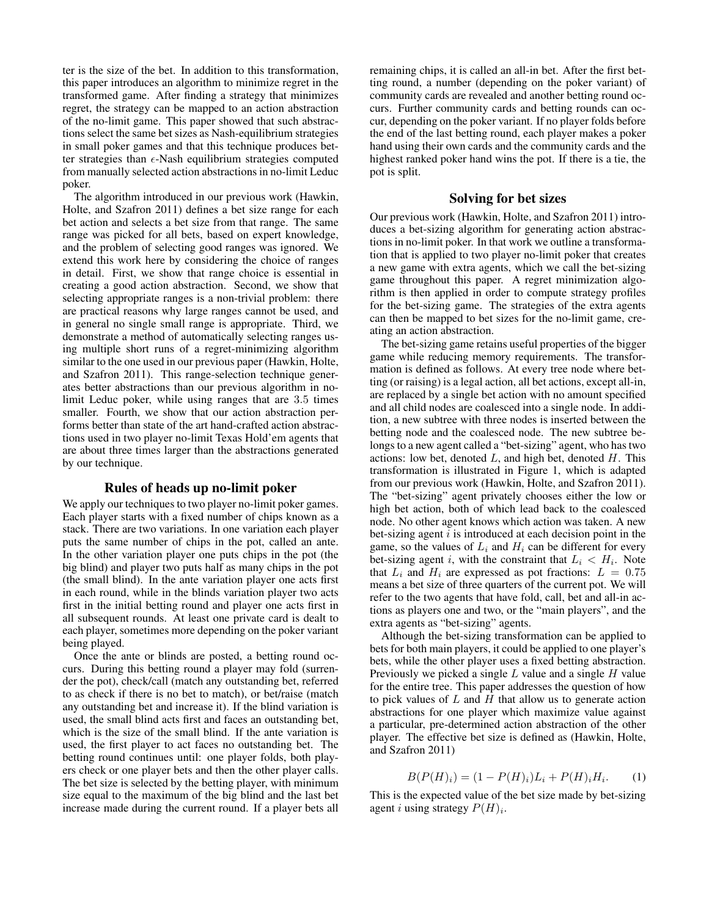ter is the size of the bet. In addition to this transformation, this paper introduces an algorithm to minimize regret in the transformed game. After finding a strategy that minimizes regret, the strategy can be mapped to an action abstraction of the no-limit game. This paper showed that such abstractions select the same bet sizes as Nash-equilibrium strategies in small poker games and that this technique produces better strategies than $\epsilon$-Nash equilibrium strategies computed from manually selected action abstractions in no-limit Leduc poker.

The algorithm introduced in our previous work (Hawkin, Holte, and Szafron 2011) defines a bet size range for each bet action and selects a bet size from that range. The same range was picked for all bets, based on expert knowledge, and the problem of selecting good ranges was ignored. We extend this work here by considering the choice of ranges in detail. First, we show that range choice is essential in creating a good action abstraction. Second, we show that selecting appropriate ranges is a non-trivial problem: there are practical reasons why large ranges cannot be used, and in general no single small range is appropriate. Third, we demonstrate a method of automatically selecting ranges using multiple short runs of a regret-minimizing algorithm similar to the one used in our previous paper (Hawkin, Holte, and Szafron 2011). This range-selection technique generates better abstractions than our previous algorithm in no-limit Leduc poker, while using ranges that are 3.5 times smaller. Fourth, we show that our action abstraction performs better than state of the art hand-crafted action abstractions used in two player no-limit Texas Hold'em agents that are about three times larger than the abstractions generated by our technique.

## Rules of heads up no-limit poker

We apply our techniques to two player no-limit poker games. Each player starts with a fixed number of chips known as a stack. There are two variations. In one variation each player puts the same number of chips in the pot, called an ante. In the other variation player one puts chips in the pot (the big blind) and player two puts half as many chips in the pot (the small blind). In the ante variation player one acts first in each round, while in the blinds variation player two acts first in the initial betting round and player one acts first in all subsequent rounds. At least one private card is dealt to each player, sometimes more depending on the poker variant being played.

Once the ante or blinds are posted, a betting round occurs. During this betting round a player may fold (surrender the pot), check/call (match any outstanding bet, referred to as check if there is no bet to match), or bet/raise (match any outstanding bet and increase it). If the blind variation is used, the small blind acts first and faces an outstanding bet, which is the size of the small blind. If the ante variation is used, the first player to act faces no outstanding bet. The betting round continues until: one player folds, both players check or one player bets and then the other player calls. The bet size is selected by the betting player, with minimum size equal to the maximum of the big blind and the last bet increase made during the current round. If a player bets all remaining chips, it is called an all-in bet. After the first betting round, a number (depending on the poker variant) of community cards are revealed and another betting round occurs. Further community cards and betting rounds can occur, depending on the poker variant. If no player folds before the end of the last betting round, each player makes a poker hand using their own cards and the community cards and the highest ranked poker hand wins the pot. If there is a tie, the pot is split.

## Solving for bet sizes

Our previous work (Hawkin, Holte, and Szafron 2011) introduces a bet-sizing algorithm for generating action abstractions in no-limit poker. In that work we outline a transformation that is applied to two player no-limit poker that creates a new game with extra agents, which we call the bet-sizing game throughout this paper. A regret minimization algorithm is then applied in order to compute strategy profiles for the bet-sizing game. The strategies of the extra agents can then be mapped to bet sizes for the no-limit game, creating an action abstraction.

The bet-sizing game retains useful properties of the bigger game while reducing memory requirements. The transformation is defined as follows. At every tree node where betting (or raising) is a legal action, all bet actions, except all-in, are replaced by a single bet action with no amount specified and all child nodes are coalesced into a single node. In addition, a new subtree with three nodes is inserted between the betting node and the coalesced node. The new subtree belongs to a new agent called a "bet-sizing" agent, who has two actions: low bet, denoted $L$, and high bet, denoted $H$. This transformation is illustrated in Figure 1, which is adapted from our previous work (Hawkin, Holte, and Szafron 2011). The "bet-sizing" agent privately chooses either the low or high bet action, both of which lead back to the coalesced node. No other agent knows which action was taken. A new bet-sizing agent $i$ is introduced at each decision point in the game, so the values of $L_i$ and $H_i$ can be different for every bet-sizing agent $i$, with the constraint that $L_i < H_i$. Note that $L_i$ and $H_i$ are expressed as pot fractions: $L = 0.75$ means a bet size of three quarters of the current pot. We will refer to the two agents that have fold, call, bet and all-in actions as players one and two, or the "main players", and the extra agents as "bet-sizing" agents.

Although the bet-sizing transformation can be applied to bets for both main players, it could be applied to one player's bets, while the other player uses a fixed betting abstraction. Previously we picked a single $L$ value and a single $H$ value for the entire tree. This paper addresses the question of how to pick values of $L$ and $H$ that allow us to generate action abstractions for one player which maximize value against a particular, pre-determined action abstraction of the other player. The effective bet size is defined as (Hawkin, Holte, and Szafron 2011)

$$B(P(H)_i) = (1 - P(H)_i)L_i + P(H)_i H_i. \qquad (1)$$

This is the expected value of the bet size made by bet-sizing agent $i$ using strategy $P(H)_i$.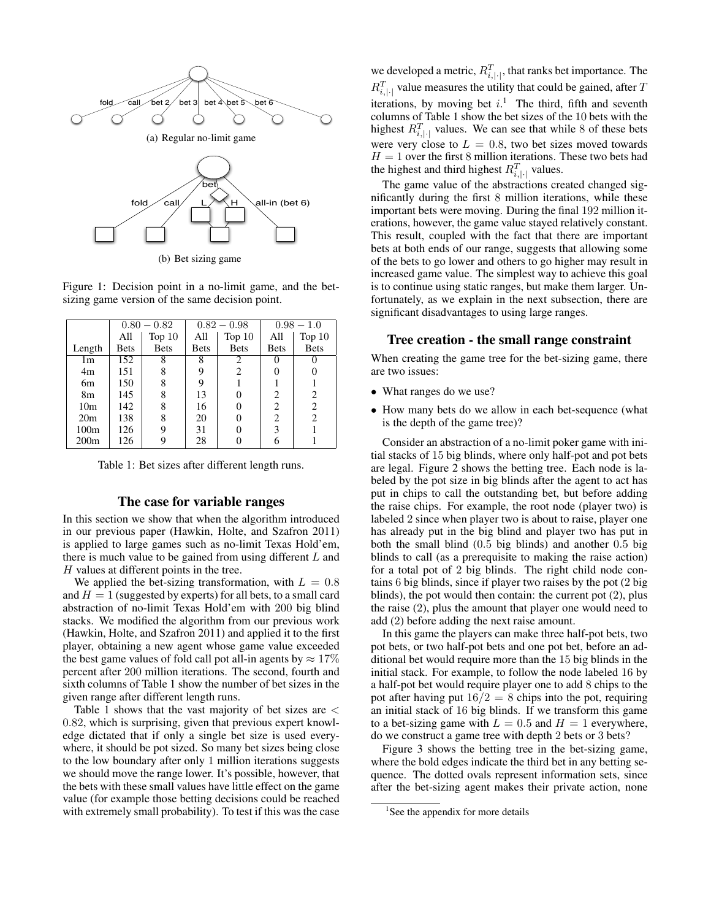(a) Regular no-limit game

(b) Bet sizing game

Figure 1: Decision point in a no-limit game, and the bet-sizing game version of the same decision point.

| | $0.80 - 0.82$ | | $0.82 - 0.98$ | | $0.98 - 1.0$ | |
|---|---|---|---|---|---|---|
| Length | All Bets | Top 10 Bets | All Bets | Top 10 Bets | All Bets | Top 10 Bets |
| 1m | 152 | 8 | 8 | 2 | 0 | 0 |
| 4m | 151 | 8 | 9 | 2 | 0 | 0 |
| 6m | 150 | 8 | 9 | 1 | 1 | 1 |
| 8m | 145 | 8 | 13 | 0 | 2 | 2 |
| 10m | 142 | 8 | 16 | 0 | 2 | 2 |
| 20m | 138 | 8 | 20 | 0 | 2 | 2 |
| 100m | 126 | 9 | 31 | 0 | 3 | 1 |
| 200m | 126 | 9 | 28 | 0 | 6 | 1 |

Table 1: Bet sizes after different length runs.

## The case for variable ranges

In this section we show that when the algorithm introduced in our previous paper (Hawkin, Holte, and Szafron 2011) is applied to large games such as no-limit Texas Hold'em, there is much value to be gained from using different $L$ and $H$ values at different points in the tree.

We applied the bet-sizing transformation, with $L = 0.8$ and $H = 1$ (suggested by experts) for all bets, to a small card abstraction of no-limit Texas Hold'em with 200 big blind stacks. We modified the algorithm from our previous work (Hawkin, Holte, and Szafron 2011) and applied it to the first player, obtaining a new agent whose game value exceeded the best game values of fold call pot all-in agents by $\approx 17\%$ percent after 200 million iterations. The second, fourth and sixth columns of Table 1 show the number of bet sizes in the given range after different length runs.

Table 1 shows that the vast majority of bet sizes are $< 0.82$, which is surprising, given that previous expert knowledge dictated that if only a single bet size is used everywhere, it should be pot sized. So many bet sizes being close to the low boundary after only 1 million iterations suggests we should move the range lower. It's possible, however, that the bets with these small values have little effect on the game value (for example those betting decisions could be reached with extremely small probability). To test if this was the case we developed a metric, $R^T_{i,|\cdot|}$, that ranks bet importance. The $R^T_{i,|\cdot|}$ value measures the utility that could be gained, after $T$ iterations, by moving bet $i$.[1] The third, fifth and seventh columns of Table 1 show the bet sizes of the 10 bets with the highest $R^T_{i,|\cdot|}$ values. We can see that while 8 of these bets were very close to $L = 0.8$, two bet sizes moved towards $H = 1$ over the first 8 million iterations. These two bets had the highest and third highest $R^T_{i,|\cdot|}$ values.

The game value of the abstractions created changed significantly during the first 8 million iterations, while these important bets were moving. During the final 192 million iterations, however, the game value stayed relatively constant. This result, coupled with the fact that there are important bets at both ends of our range, suggests that allowing some of the bets to go lower and others to go higher may result in increased game value. The simplest way to achieve this goal is to continue using static ranges, but make them larger. Unfortunately, as we explain in the next subsection, there are significant disadvantages to using large ranges.

### Tree creation - the small range constraint

When creating the game tree for the bet-sizing game, there are two issues:

- What ranges do we use?
- How many bets do we allow in each bet-sequence (what is the depth of the game tree)?

Consider an abstraction of a no-limit poker game with initial stacks of 15 big blinds, where only half-pot and pot bets are legal. Figure 2 shows the betting tree. Each node is labeled by the pot size in big blinds after the agent to act has put in chips to call the outstanding bet, but before adding the raise chips. For example, the root node (player two) is labeled 2 since when player two is about to raise, player one has already put in the big blind and player two has put in both the small blind (0.5 big blinds) and another 0.5 big blinds to call (as a prerequisite to making the raise action) for a total pot of 2 big blinds. The right child node contains 6 big blinds, since if player two raises by the pot (2 big blinds), the pot would then contain: the current pot (2), plus the raise (2), plus the amount that player one would need to add (2) before adding the next raise amount.

In this game the players can make three half-pot bets, two pot bets, or two half-pot bets and one pot bet, before an additional bet would require more than the 15 big blinds in the initial stack. For example, to follow the node labeled 16 by a half-pot bet would require player one to add 8 chips to the pot after having put $16/2 = 8$ chips into the pot, requiring an initial stack of 16 big blinds. If we transform this game to a bet-sizing game with $L = 0.5$ and $H = 1$ everywhere, do we construct a game tree with depth 2 bets or 3 bets?

Figure 3 shows the betting tree in the bet-sizing game, where the bold edges indicate the third bet in any betting sequence. The dotted ovals represent information sets, since after the bet-sizing agent makes their private action, none

[1] See the appendix for more details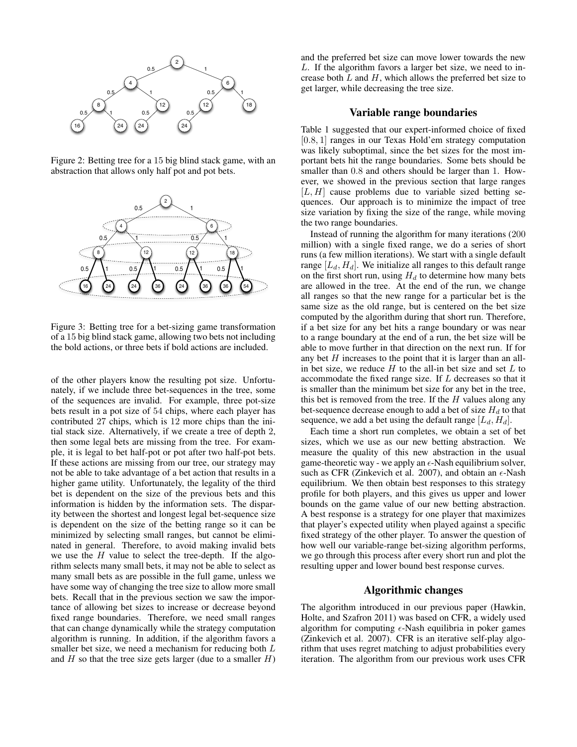Figure 2: Betting tree for a 15 big blind stack game, with an abstraction that allows only half pot and pot bets.

Figure 3: Betting tree for a bet-sizing game transformation of a 15 big blind stack game, allowing two bets not including the bold actions, or three bets if bold actions are included.

of the other players know the resulting pot size. Unfortunately, if we include three bet-sequences in the tree, some of the sequences are invalid. For example, three pot-size bets result in a pot size of 54 chips, where each player has contributed 27 chips, which is 12 more chips than the initial stack size. Alternatively, if we create a tree of depth 2, then some legal bets are missing from the tree. For example, it is legal to bet half-pot or pot after two half-pot bets. If these actions are missing from our tree, our strategy may not be able to take advantage of a bet action that results in a higher game utility. Unfortunately, the legality of the third bet is dependent on the size of the previous bets and this information is hidden by the information sets. The disparity between the shortest and longest legal bet-sequence size is dependent on the size of the betting range so it can be minimized by selecting small ranges, but cannot be eliminated in general. Therefore, to avoid making invalid bets we use the $H$ value to select the tree-depth. If the algorithm selects many small bets, it may not be able to select as many small bets as are possible in the full game, unless we have some way of changing the tree size to allow more small bets. Recall that in the previous section we saw the importance of allowing bet sizes to increase or decrease beyond fixed range boundaries. Therefore, we need small ranges that can change dynamically while the strategy computation algorithm is running. In addition, if the algorithm favors a smaller bet size, we need a mechanism for reducing both $L$ and $H$ so that the tree size gets larger (due to a smaller $H$) and the preferred bet size can move lower towards the new $L$. If the algorithm favors a larger bet size, we need to increase both $L$ and $H$, which allows the preferred bet size to get larger, while decreasing the tree size.

## Variable range boundaries

Table 1 suggested that our expert-informed choice of fixed $[0.8, 1]$ ranges in our Texas Hold'em strategy computation was likely suboptimal, since the bet sizes for the most important bets hit the range boundaries. Some bets should be smaller than $0.8$ and others should be larger than $1$. However, we showed in the previous section that large ranges $[L, H]$ cause problems due to variable sized betting sequences. Our approach is to minimize the impact of tree size variation by fixing the size of the range, while moving the two range boundaries.

Instead of running the algorithm for many iterations (200 million) with a single fixed range, we do a series of short runs (a few million iterations). We start with a single default range $[L_d, H_d]$. We initialize all ranges to this default range on the first short run, using $H_d$ to determine how many bets are allowed in the tree. At the end of the run, we change all ranges so that the new range for a particular bet is the same size as the old range, but is centered on the bet size computed by the algorithm during that short run. Therefore, if a bet size for any bet hits a range boundary or was near to a range boundary at the end of a run, the bet size will be able to move further in that direction on the next run. If for any bet $H$ increases to the point that it is larger than an all-in bet size, we reduce $H$ to the all-in bet size and set $L$ to accommodate the fixed range size. If $L$ decreases so that it is smaller than the minimum bet size for any bet in the tree, this bet is removed from the tree. If the $H$ values along any bet-sequence decrease enough to add a bet of size $H_d$ to that sequence, we add a bet using the default range $[L_d, H_d]$.

Each time a short run completes, we obtain a set of bet sizes, which we use as our new betting abstraction. We measure the quality of this new abstraction in the usual game-theoretic way - we apply an $\epsilon$-Nash equilibrium solver, such as CFR (Zinkevich et al. 2007), and obtain an $\epsilon$-Nash equilibrium. We then obtain best responses to this strategy profile for both players, and this gives us upper and lower bounds on the game value of our new betting abstraction. A best response is a strategy for one player that maximizes that player's expected utility when played against a specific fixed strategy of the other player. To answer the question of how well our variable-range bet-sizing algorithm performs, we go through this process after every short run and plot the resulting upper and lower bound best response curves.

## Algorithmic changes

The algorithm introduced in our previous paper (Hawkin, Holte, and Szafron 2011) was based on CFR, a widely used algorithm for computing $\epsilon$-Nash equilibria in poker games (Zinkevich et al. 2007). CFR is an iterative self-play algorithm that uses regret matching to adjust probabilities every iteration. The algorithm from our previous work uses CFR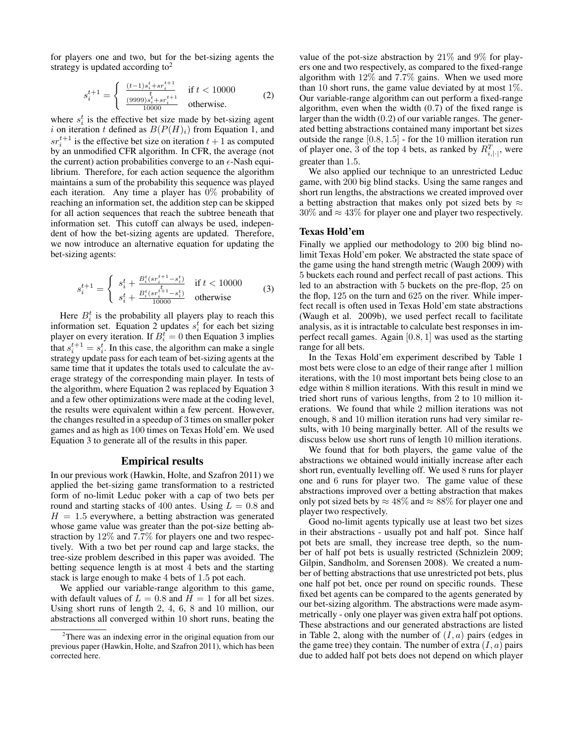for players one and two, but for the bet-sizing agents the strategy is updated according to[2]

$$s_i^{t+1} = \begin{cases} \frac{(t-1)s_i^t + sr_i^{t+1}}{t} & \text{if } t < 10000 \\ \frac{(9999)s_i^t + sr_i^{t+1}}{10000} & \text{otherwise.} \end{cases} \quad (2)$$

where $s_i^t$ is the effective bet size made by bet-sizing agent $i$ on iteration $t$ defined as $B(P(H)_i)$ from Equation 1, and $sr_i^{t+1}$ is the effective bet size on iteration $t+1$ as computed by an unmodified CFR algorithm. In CFR, the average (not the current) action probabilities converge to an $\epsilon$-Nash equilibrium. Therefore, for each action sequence the algorithm maintains a sum of the probability this sequence was played each iteration. Any time a player has 0% probability of reaching an information set, the addition step can be skipped for all action sequences that reach the subtree beneath that information set. This cutoff can always be used, independent of how the bet-sizing agents are updated. Therefore, we now introduce an alternative equation for updating the bet-sizing agents:

$$s_i^{t+1} = \begin{cases} s_i^t + \frac{B_i^t(sr_i^{t+1} - s_i^t)}{t} & \text{if } t < 10000 \\ s_i^t + \frac{B_i^t(sr_i^{t+1} - s_i^t)}{10000} & \text{otherwise} \end{cases} \quad (3)$$

Here $B_i^t$ is the probability all players play to reach this information set. Equation 2 updates $s_i^t$ for each bet sizing player on every iteration. If $B_i^t = 0$ then Equation 3 implies that $s_i^{t+1} = s_i^t$. In this case, the algorithm can make a single strategy update pass for each team of bet-sizing agents at the same time that it updates the totals used to calculate the average strategy of the corresponding main player. In tests of the algorithm, where Equation 2 was replaced by Equation 3 and a few other optimizations were made at the coding level, the results were equivalent within a few percent. However, the changes resulted in a speedup of 3 times on smaller poker games and as high as 100 times on Texas Hold'em. We used Equation 3 to generate all of the results in this paper.

## Empirical results

In our previous work (Hawkin, Holte, and Szafron 2011) we applied the bet-sizing game transformation to a restricted form of no-limit Leduc poker with a cap of two bets per round and starting stacks of 400 antes. Using $L = 0.8$ and $H = 1.5$ everywhere, a betting abstraction was generated whose game value was greater than the pot-size betting abstraction by 12% and 7.7% for players one and two respectively. With a two bet per round cap and large stacks, the tree-size problem described in this paper was avoided. The betting sequence length is at most 4 bets and the starting stack is large enough to make 4 bets of 1.5 pot each.

We applied our variable-range algorithm to this game, with default values of $L = 0.8$ and $H = 1$ for all bet sizes. Using short runs of length 2, 4, 6, 8 and 10 million, our abstractions all converged within 10 short runs, beating the value of the pot-size abstraction by 21% and 9% for players one and two respectively, as compared to the fixed-range algorithm with 12% and 7.7% gains. When we used more than 10 short runs, the game value deviated by at most 1%. Our variable-range algorithm can out perform a fixed-range algorithm, even when the width (0.7) of the fixed range is larger than the width (0.2) of our variable ranges. The generated betting abstractions contained many important bet sizes outside the range $[0.8, 1.5]$ - for the 10 million iteration run of player one, 3 of the top 4 bets, as ranked by $R^T_{i,|\cdot|}$, were greater than 1.5.

We also applied our technique to an unrestricted Leduc game, with 200 big blind stacks. Using the same ranges and short run lengths, the abstractions we created improved over a betting abstraction that makes only pot sized bets by $\approx 30\%$ and $\approx 43\%$ for player one and player two respectively.

### Texas Hold'em

Finally we applied our methodology to 200 big blind no-limit Texas Hold'em poker. We abstracted the state space of the game using the hand strength metric (Waugh 2009) with 5 buckets each round and perfect recall of past actions. This led to an abstraction with 5 buckets on the pre-flop, 25 on the flop, 125 on the turn and 625 on the river. While imperfect recall is often used in Texas Hold'em state abstractions (Waugh et al. 2009b), we used perfect recall to facilitate analysis, as it is intractable to calculate best responses in imperfect recall games. Again $[0.8, 1]$ was used as the starting range for all bets.

In the Texas Hold'em experiment described by Table 1 most bets were close to an edge of their range after 1 million iterations, with the 10 most important bets being close to an edge within 8 million iterations. With this result in mind we tried short runs of various lengths, from 2 to 10 million iterations. We found that while 2 million iterations was not enough, 8 and 10 million iteration runs had very similar results, with 10 being marginally better. All of the results we discuss below use short runs of length 10 million iterations.

We found that for both players, the game value of the abstractions we obtained would initially increase after each short run, eventually levelling off. We used 8 runs for player one and 6 runs for player two. The game value of these abstractions improved over a betting abstraction that makes only pot sized bets by $\approx 48\%$ and $\approx 88\%$ for player one and player two respectively.

Good no-limit agents typically use at least two bet sizes in their abstractions - usually pot and half pot. Since half pot bets are small, they increase tree depth, so the number of half pot bets is usually restricted (Schnizlein 2009; Gilpin, Sandholm, and Sorensen 2008). We created a number of betting abstractions that use unrestricted pot bets, plus one half pot bet, once per round on specific rounds. These fixed bet agents can be compared to the agents generated by our bet-sizing algorithm. The abstractions were made asymmetrically - only one player was given extra half pot options. These abstractions and our generated abstractions are listed in Table 2, along with the number of $(I, a)$ pairs (edges in the game tree) they contain. The number of extra $(I, a)$ pairs due to added half pot bets does not depend on which player

[2]There was an indexing error in the original equation from our previous paper (Hawkin, Holte, and Szafron 2011), which has been corrected here.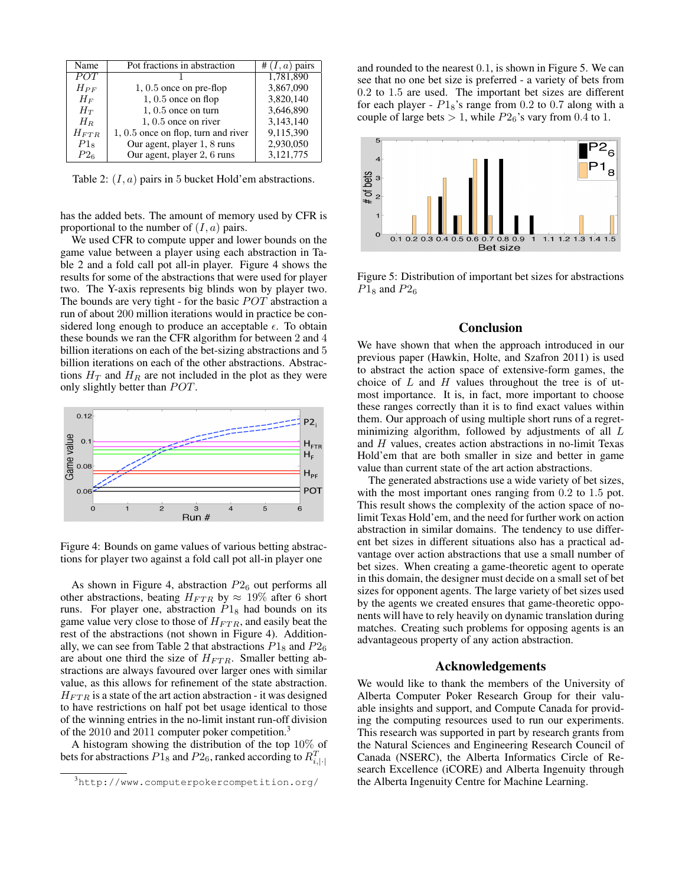| Name | Pot fractions in abstraction | # $(I, a)$ pairs |
|---|---|---|
| $POT$ | 1 | 1,781,890 |
| $H_{PF}$ | 1, 0.5 once on pre-flop | 3,867,090 |
| $H_F$ | 1, 0.5 once on flop | 3,820,140 |
| $H_T$ | 1, 0.5 once on turn | 3,646,890 |
| $H_R$ | 1, 0.5 once on river | 3,143,140 |
| $H_{FTR}$ | 1, 0.5 once on flop, turn and river | 9,115,390 |
| $P1_8$ | Our agent, player 1, 8 runs | 2,930,050 |
| $P2_6$ | Our agent, player 2, 6 runs | 3,121,775 |

Table 2: $(I, a)$ pairs in 5 bucket Hold'em abstractions.

has the added bets. The amount of memory used by CFR is proportional to the number of $(I, a)$ pairs.

We used CFR to compute upper and lower bounds on the game value between a player using each abstraction in Table 2 and a fold call pot all-in player. Figure 4 shows the results for some of the abstractions that were used for player two. The Y-axis represents big blinds won by player two. The bounds are very tight - for the basic $POT$ abstraction a run of about 200 million iterations would in practice be considered long enough to produce an acceptable $\epsilon$. To obtain these bounds we ran the CFR algorithm for between 2 and 4 billion iterations on each of the bet-sizing abstractions and 5 billion iterations on each of the other abstractions. Abstractions $H_T$ and $H_R$ are not included in the plot as they were only slightly better than $POT$.

Figure 4: Bounds on game values of various betting abstractions for player two against a fold call pot all-in player one

As shown in Figure 4, abstraction $P2_6$ out performs all other abstractions, beating $H_{FTR}$ by $\approx 19\%$ after 6 short runs. For player one, abstraction $P1_8$ had bounds on its game value very close to those of $H_{FTR}$, and easily beat the rest of the abstractions (not shown in Figure 4). Additionally, we can see from Table 2 that abstractions $P1_8$ and $P2_6$ are about one third the size of $H_{FTR}$. Smaller betting abstractions are always favoured over larger ones with similar value, as this allows for refinement of the state abstraction. $H_{FTR}$ is a state of the art action abstraction - it was designed to have restrictions on half pot bet usage identical to those of the winning entries in the no-limit instant run-off division of the 2010 and 2011 computer poker competition.[3]

A histogram showing the distribution of the top 10% of bets for abstractions $P1_8$ and $P2_6$, ranked according to $R^T_{i,|\cdot|}$ and rounded to the nearest 0.1, is shown in Figure 5. We can see that no one bet size is preferred - a variety of bets from 0.2 to 1.5 are used. The important bet sizes are different for each player - $P1_8$'s range from 0.2 to 0.7 along with a couple of large bets $> 1$, while $P2_6$'s vary from 0.4 to 1.

Figure 5: Distribution of important bet sizes for abstractions $P1_8$ and $P2_6$

## Conclusion

We have shown that when the approach introduced in our previous paper (Hawkin, Holte, and Szafron 2011) is used to abstract the action space of extensive-form games, the choice of $L$ and $H$ values throughout the tree is of utmost importance. It is, in fact, more important to choose these ranges correctly than it is to find exact values within them. Our approach of using multiple short runs of a regret-minimizing algorithm, followed by adjustments of all $L$ and $H$ values, creates action abstractions in no-limit Texas Hold'em that are both smaller in size and better in game value than current state of the art action abstractions.

The generated abstractions use a wide variety of bet sizes, with the most important ones ranging from 0.2 to 1.5 pot. This result shows the complexity of the action space of no-limit Texas Hold'em, and the need for further work on action abstraction in similar domains. The tendency to use different bet sizes in different situations also has a practical advantage over action abstractions that use a small number of bet sizes. When creating a game-theoretic agent to operate in this domain, the designer must decide on a small set of bet sizes for opponent agents. The large variety of bet sizes used by the agents we created ensures that game-theoretic opponents will have to rely heavily on dynamic translation during matches. Creating such problems for opposing agents is an advantageous property of any action abstraction.

## Acknowledgements

We would like to thank the members of the University of Alberta Computer Poker Research Group for their valuable insights and support, and Compute Canada for providing the computing resources used to run our experiments. This research was supported in part by research grants from the Natural Sciences and Engineering Research Council of Canada (NSERC), the Alberta Informatics Circle of Research Excellence (iCORE) and Alberta Ingenuity through the Alberta Ingenuity Centre for Machine Learning.

[3] http://www.computerpokercompetition.org/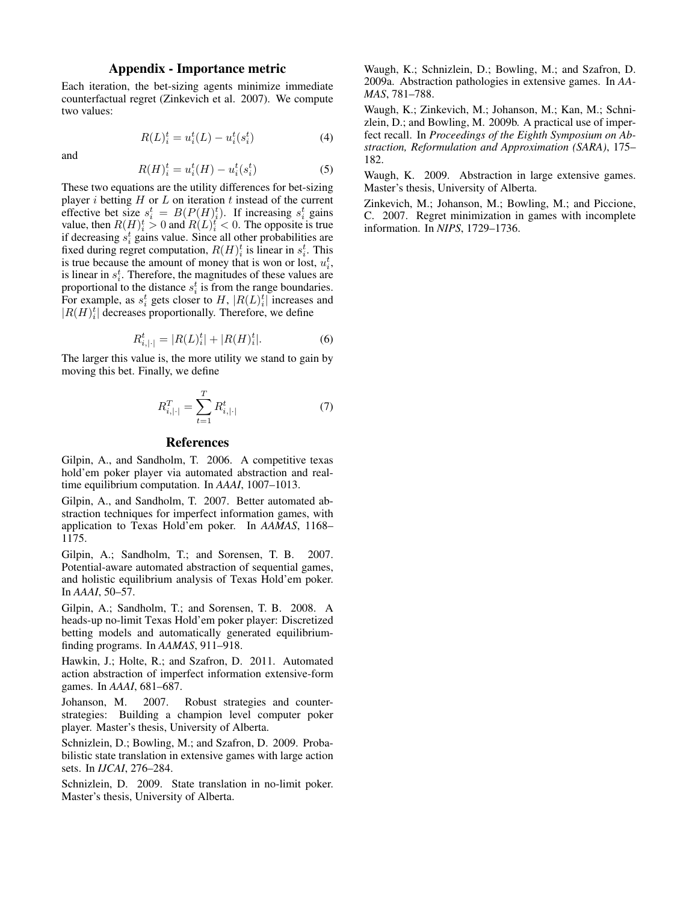## Appendix - Importance metric

Each iteration, the bet-sizing agents minimize immediate counterfactual regret (Zinkevich et al. 2007). We compute two values:

$$R(L)_i^t = u_i^t(L) - u_i^t(s_i^t) \tag{4}$$

and

$$R(H)_i^t = u_i^t(H) - u_i^t(s_i^t) \tag{5}$$

These two equations are the utility differences for bet-sizing player $i$ betting $H$ or $L$ on iteration $t$ instead of the current effective bet size $s_i^t = B(P(H)_i^t)$. If increasing $s_i^t$ gains value, then $R(H)_i^t > 0$ and $R(L)_i^t < 0$. The opposite is true if decreasing $s_i^t$ gains value. Since all other probabilities are fixed during regret computation, $R(H)_i^t$ is linear in $s_i^t$. This is true because the amount of money that is won or lost, $u_i^t$, is linear in $s_i^t$. Therefore, the magnitudes of these values are proportional to the distance $s_i^t$ is from the range boundaries. For example, as $s_i^t$ gets closer to $H$, $|R(L)_i^t|$ increases and $|R(H)_i^t|$ decreases proportionally. Therefore, we define

$$R_{i,|\cdot|}^t = |R(L)_i^t| + |R(H)_i^t|. \tag{6}$$

The larger this value is, the more utility we stand to gain by moving this bet. Finally, we define

$$R_{i,|\cdot|}^T = \sum_{t=1}^{T} R_{i,|\cdot|}^t \tag{7}$$

## References

Gilpin, A., and Sandholm, T. 2006. A competitive texas hold'em poker player via automated abstraction and real-time equilibrium computation. In *AAAI*, 1007–1013.

Gilpin, A., and Sandholm, T. 2007. Better automated abstraction techniques for imperfect information games, with application to Texas Hold'em poker. In *AAMAS*, 1168–1175.

Gilpin, A.; Sandholm, T.; and Sorensen, T. B. 2007. Potential-aware automated abstraction of sequential games, and holistic equilibrium analysis of Texas Hold'em poker. In *AAAI*, 50–57.

Gilpin, A.; Sandholm, T.; and Sorensen, T. B. 2008. A heads-up no-limit Texas Hold'em poker player: Discretized betting models and automatically generated equilibrium-finding programs. In *AAMAS*, 911–918.

Hawkin, J.; Holte, R.; and Szafron, D. 2011. Automated action abstraction of imperfect information extensive-form games. In *AAAI*, 681–687.

Johanson, M. 2007. Robust strategies and counter-strategies: Building a champion level computer poker player. Master's thesis, University of Alberta.

Schnizlein, D.; Bowling, M.; and Szafron, D. 2009. Probabilistic state translation in extensive games with large action sets. In *IJCAI*, 276–284.

Schnizlein, D. 2009. State translation in no-limit poker. Master's thesis, University of Alberta.

Waugh, K.; Schnizlein, D.; Bowling, M.; and Szafron, D. 2009a. Abstraction pathologies in extensive games. In *AAMAS*, 781–788.

Waugh, K.; Zinkevich, M.; Johanson, M.; Kan, M.; Schnizlein, D.; and Bowling, M. 2009b. A practical use of imperfect recall. In *Proceedings of the Eighth Symposium on Abstraction, Reformulation and Approximation (SARA)*, 175–182.

Waugh, K. 2009. Abstraction in large extensive games. Master's thesis, University of Alberta.

Zinkevich, M.; Johanson, M.; Bowling, M.; and Piccione, C. 2007. Regret minimization in games with incomplete information. In *NIPS*, 1729–1736.